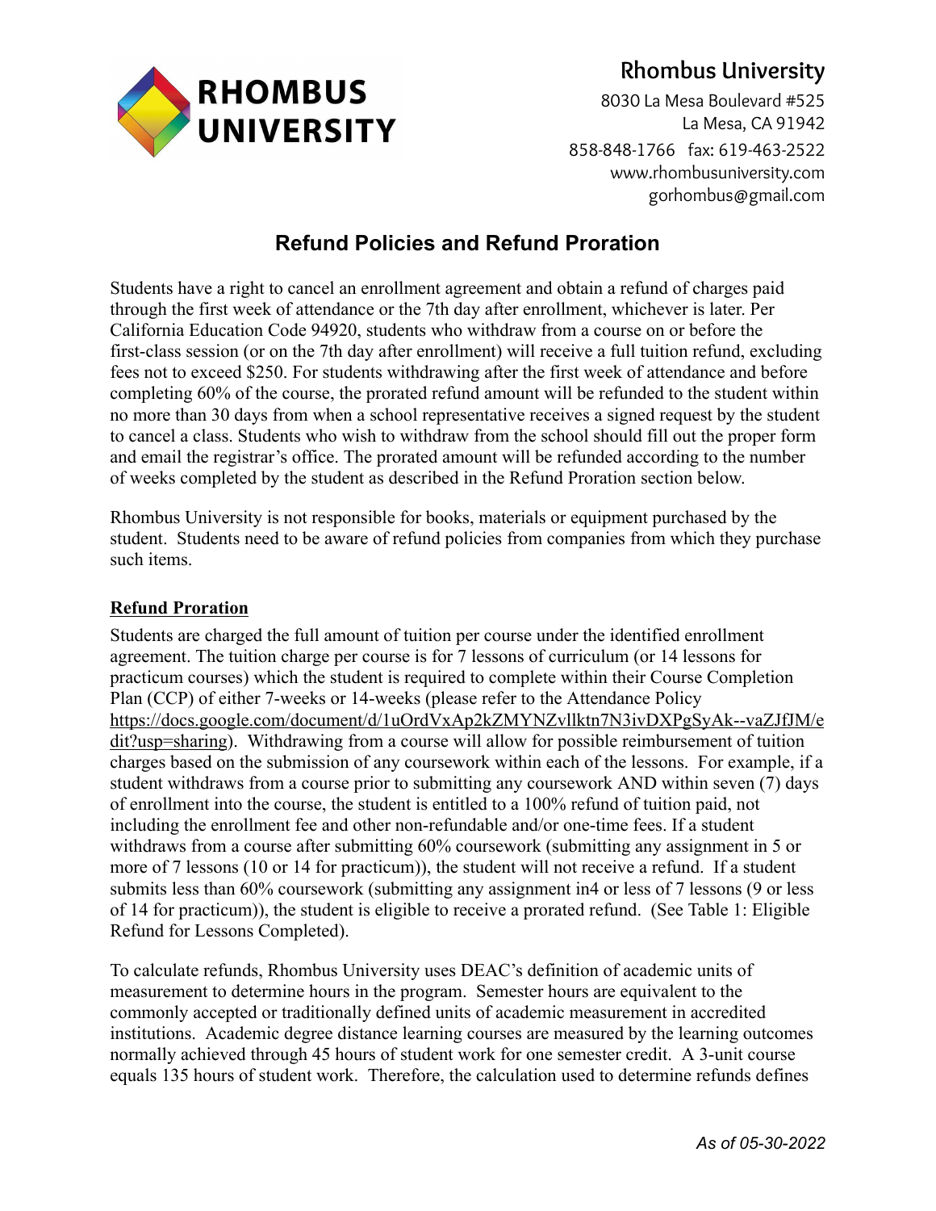Rhombus University
8030 La Mesa Boulevard #525
La Mesa, CA 91942
858-848-1766 fax: 619-463-2522
www.rhombusuniversity.com
gorhombus@gmail.com

# Refund Policies and Refund Proration

Students have a right to cancel an enrollment agreement and obtain a refund of charges paid through the first week of attendance or the 7th day after enrollment, whichever is later. Per California Education Code 94920, students who withdraw from a course on or before the first-class session (or on the 7th day after enrollment) will receive a full tuition refund, excluding fees not to exceed $250. For students withdrawing after the first week of attendance and before completing 60% of the course, the prorated refund amount will be refunded to the student within no more than 30 days from when a school representative receives a signed request by the student to cancel a class. Students who wish to withdraw from the school should fill out the proper form and email the registrar's office. The prorated amount will be refunded according to the number of weeks completed by the student as described in the Refund Proration section below.

Rhombus University is not responsible for books, materials or equipment purchased by the student. Students need to be aware of refund policies from companies from which they purchase such items.

## Refund Proration

Students are charged the full amount of tuition per course under the identified enrollment agreement. The tuition charge per course is for 7 lessons of curriculum (or 14 lessons for practicum courses) which the student is required to complete within their Course Completion Plan (CCP) of either 7-weeks or 14-weeks (please refer to the Attendance Policy https://docs.google.com/document/d/1uOrdVxAp2kZMYNZvllktn7N3ivDXPgSyAk--vaZJfJM/edit?usp=sharing). Withdrawing from a course will allow for possible reimbursement of tuition charges based on the submission of any coursework within each of the lessons. For example, if a student withdraws from a course prior to submitting any coursework AND within seven (7) days of enrollment into the course, the student is entitled to a 100% refund of tuition paid, not including the enrollment fee and other non-refundable and/or one-time fees. If a student withdraws from a course after submitting 60% coursework (submitting any assignment in 5 or more of 7 lessons (10 or 14 for practicum)), the student will not receive a refund. If a student submits less than 60% coursework (submitting any assignment in4 or less of 7 lessons (9 or less of 14 for practicum)), the student is eligible to receive a prorated refund. (See Table 1: Eligible Refund for Lessons Completed).

To calculate refunds, Rhombus University uses DEAC's definition of academic units of measurement to determine hours in the program. Semester hours are equivalent to the commonly accepted or traditionally defined units of academic measurement in accredited institutions. Academic degree distance learning courses are measured by the learning outcomes normally achieved through 45 hours of student work for one semester credit. A 3-unit course equals 135 hours of student work. Therefore, the calculation used to determine refunds defines

*As of 05-30-2022*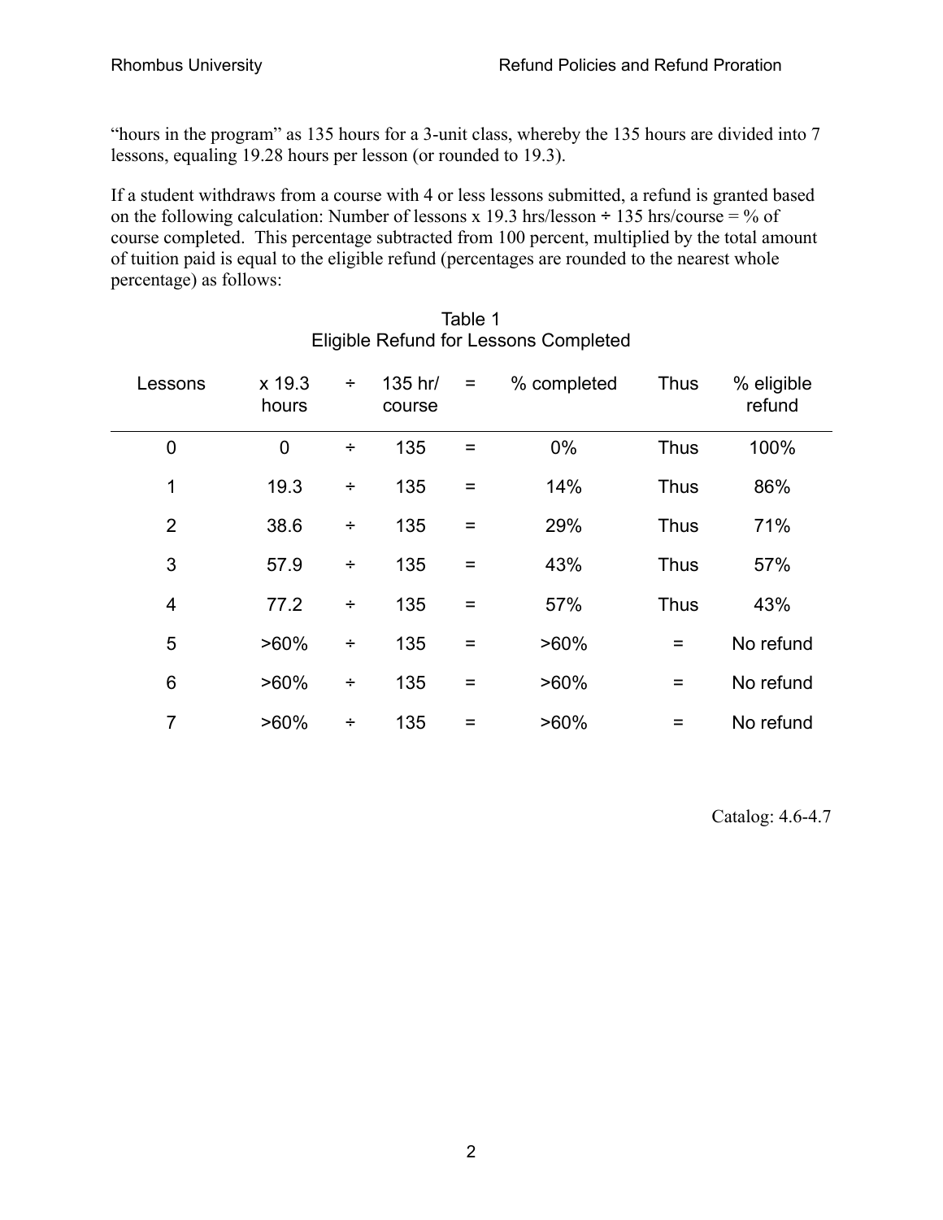"hours in the program" as 135 hours for a 3-unit class, whereby the 135 hours are divided into 7 lessons, equaling 19.28 hours per lesson (or rounded to 19.3).

If a student withdraws from a course with 4 or less lessons submitted, a refund is granted based on the following calculation: Number of lessons x 19.3 hrs/lesson ÷ 135 hrs/course = % of course completed. This percentage subtracted from 100 percent, multiplied by the total amount of tuition paid is equal to the eligible refund (percentages are rounded to the nearest whole percentage) as follows:

Table 1
Eligible Refund for Lessons Completed

| Lessons | x 19.3 hours | ÷ | 135 hr/ course | = | % completed | Thus | % eligible refund |
|---|---|---|---|---|---|---|---|
| 0 | 0 | ÷ | 135 | = | 0% | Thus | 100% |
| 1 | 19.3 | ÷ | 135 | = | 14% | Thus | 86% |
| 2 | 38.6 | ÷ | 135 | = | 29% | Thus | 71% |
| 3 | 57.9 | ÷ | 135 | = | 43% | Thus | 57% |
| 4 | 77.2 | ÷ | 135 | = | 57% | Thus | 43% |
| 5 | >60% | ÷ | 135 | = | >60% | = | No refund |
| 6 | >60% | ÷ | 135 | = | >60% | = | No refund |
| 7 | >60% | ÷ | 135 | = | >60% | = | No refund |

Catalog: 4.6-4.7